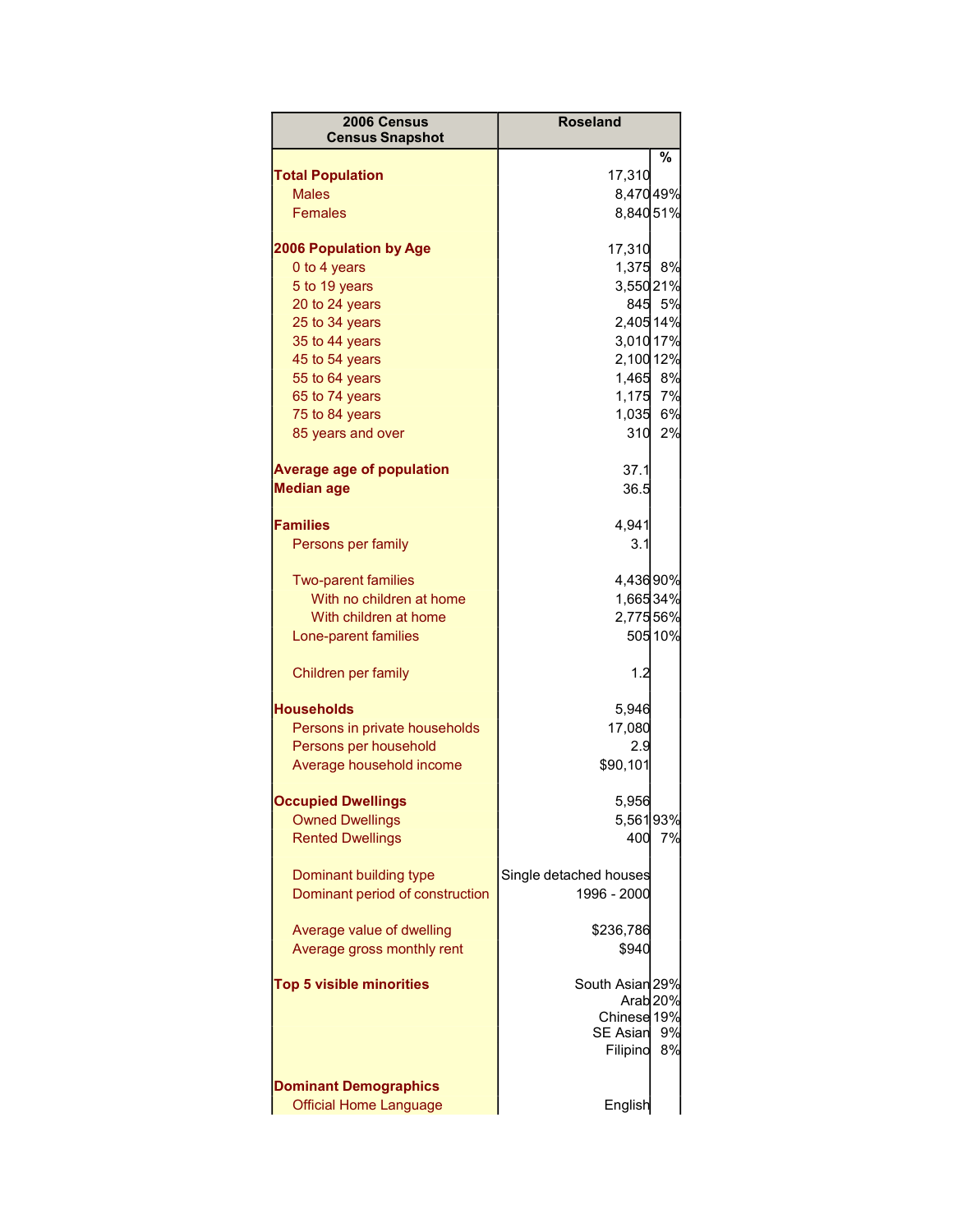| 2006 Census Census Snapshot | Roseland | % |
|---|---|---|
| **Total Population** | 17,310 | |
| Males | 8,470 | 49% |
| Females | 8,840 | 51% |
| | | |
| **2006 Population by Age** | 17,310 | |
| 0 to 4 years | 1,375 | 8% |
| 5 to 19 years | 3,550 | 21% |
| 20 to 24 years | 845 | 5% |
| 25 to 34 years | 2,405 | 14% |
| 35 to 44 years | 3,010 | 17% |
| 45 to 54 years | 2,100 | 12% |
| 55 to 64 years | 1,465 | 8% |
| 65 to 74 years | 1,175 | 7% |
| 75 to 84 years | 1,035 | 6% |
| 85 years and over | 310 | 2% |
| | | |
| **Average age of population** | 37.1 | |
| **Median age** | 36.5 | |
| | | |
| **Families** | 4,941 | |
| Persons per family | 3.1 | |
| | | |
| Two-parent families | 4,436 | 90% |
| With no children at home | 1,665 | 34% |
| With children at home | 2,775 | 56% |
| Lone-parent families | 505 | 10% |
| | | |
| Children per family | 1.2 | |
| | | |
| **Households** | 5,946 | |
| Persons in private households | 17,080 | |
| Persons per household | 2.9 | |
| Average household income | $90,101 | |
| | | |
| **Occupied Dwellings** | 5,956 | |
| Owned Dwellings | 5,561 | 93% |
| Rented Dwellings | 400 | 7% |
| | | |
| Dominant building type | Single detached houses | |
| Dominant period of construction | 1996 - 2000 | |
| | | |
| Average value of dwelling | $236,786 | |
| Average gross monthly rent | $940 | |
| | | |
| **Top 5 visible minorities** | South Asian | 29% |
| | Arab | 20% |
| | Chinese | 19% |
| | SE Asian | 9% |
| | Filipino | 8% |
| | | |
| **Dominant Demographics** | | |
| Official Home Language | English | |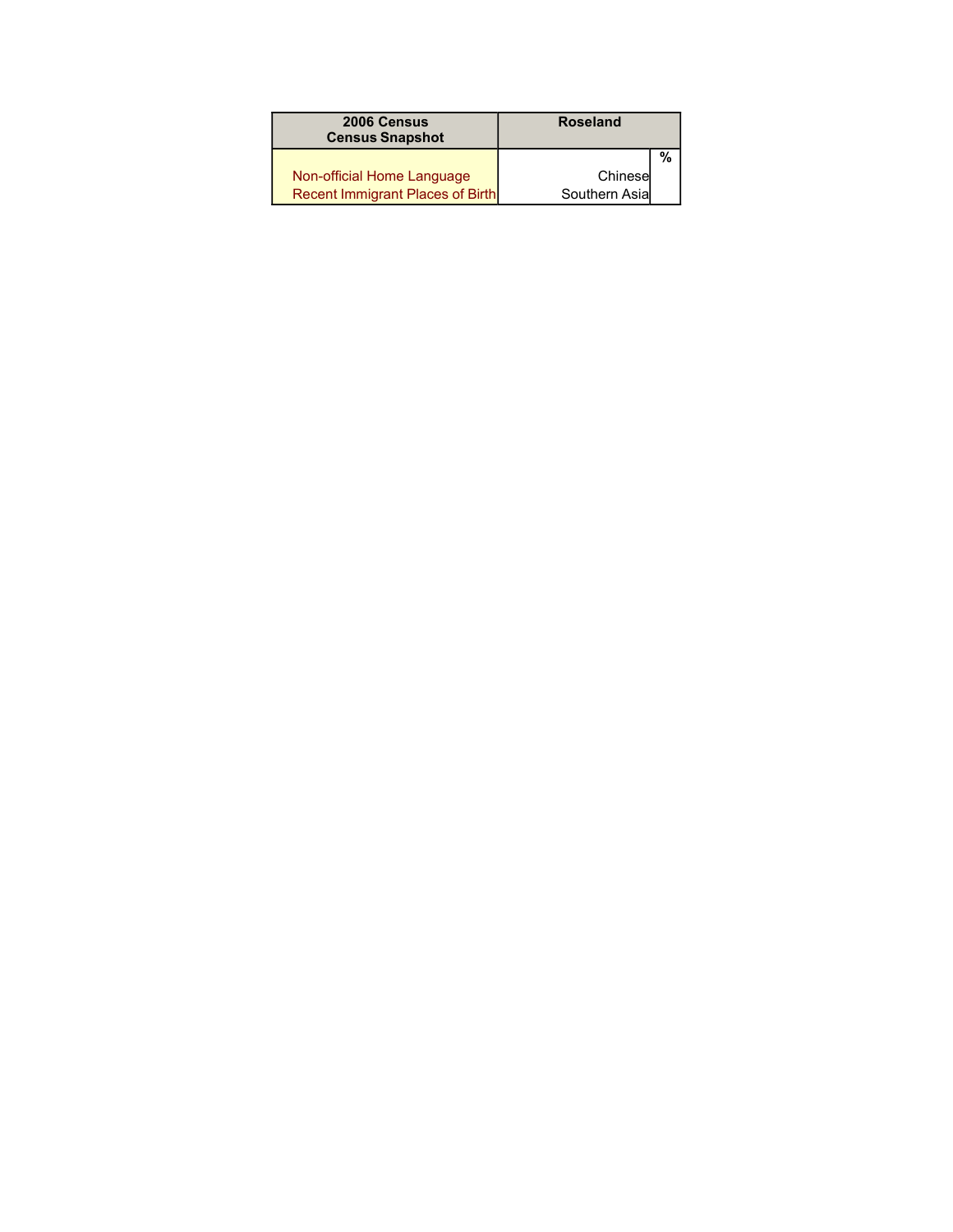| 2006 Census<br>Census Snapshot | Roseland | |
|---|---|---|
| | | % |
| Non-official Home Language | Chinese | |
| Recent Immigrant Places of Birth | Southern Asia | |